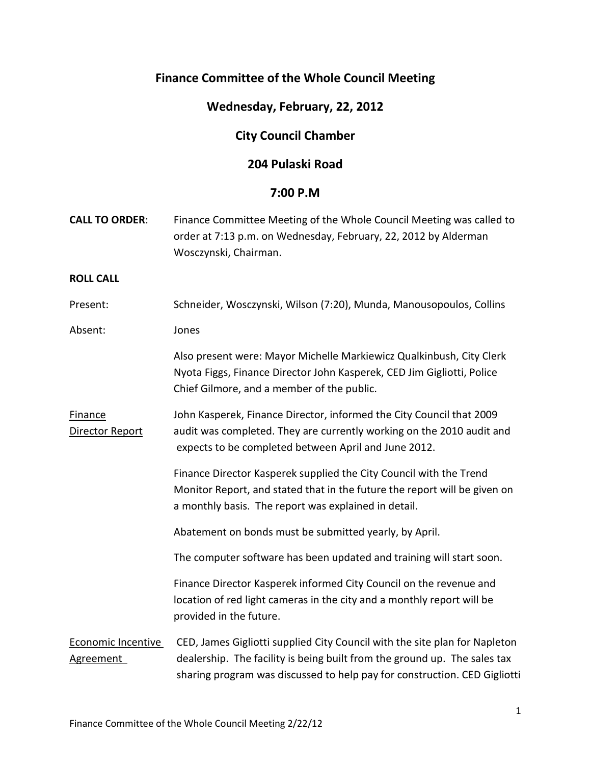# Finance Committee of the Whole Council Meeting

## Wednesday, February, 22, 2012

## City Council Chamber

## 204 Pulaski Road

## 7:00 P.M

**CALL TO ORDER**: Finance Committee Meeting of the Whole Council Meeting was called to order at 7:13 p.m. on Wednesday, February, 22, 2012 by Alderman Wosczynski, Chairman.

**ROLL CALL**

Present: Schneider, Wosczynski, Wilson (7:20), Munda, Manousopoulos, Collins

Absent: Jones

Also present were: Mayor Michelle Markiewicz Qualkinbush, City Clerk Nyota Figgs, Finance Director John Kasperek, CED Jim Gigliotti, Police Chief Gilmore, and a member of the public.

<u>Finance Director Report</u>

John Kasperek, Finance Director, informed the City Council that 2009 audit was completed. They are currently working on the 2010 audit and expects to be completed between April and June 2012.

Finance Director Kasperek supplied the City Council with the Trend Monitor Report, and stated that in the future the report will be given on a monthly basis. The report was explained in detail.

Abatement on bonds must be submitted yearly, by April.

The computer software has been updated and training will start soon.

Finance Director Kasperek informed City Council on the revenue and location of red light cameras in the city and a monthly report will be provided in the future.

<u>Economic Incentive Agreement</u>

CED, James Gigliotti supplied City Council with the site plan for Napleton dealership. The facility is being built from the ground up. The sales tax sharing program was discussed to help pay for construction. CED Gigliotti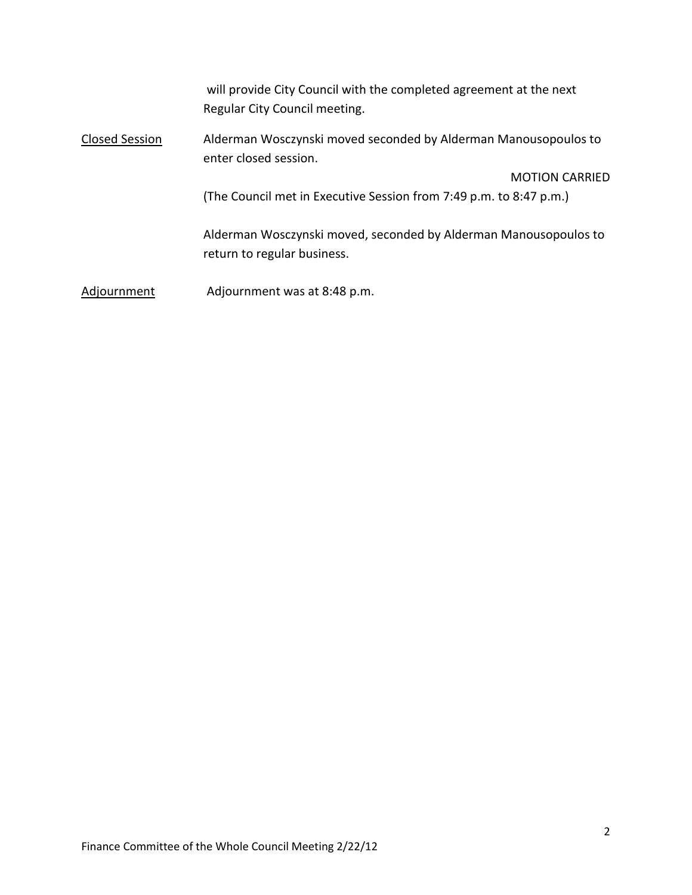will provide City Council with the completed agreement at the next Regular City Council meeting.

Closed Session

Alderman Wosczynski moved seconded by Alderman Manousopoulos to enter closed session.

MOTION CARRIED

(The Council met in Executive Session from 7:49 p.m. to 8:47 p.m.)

Alderman Wosczynski moved, seconded by Alderman Manousopoulos to return to regular business.

Adjournment

Adjournment was at 8:48 p.m.